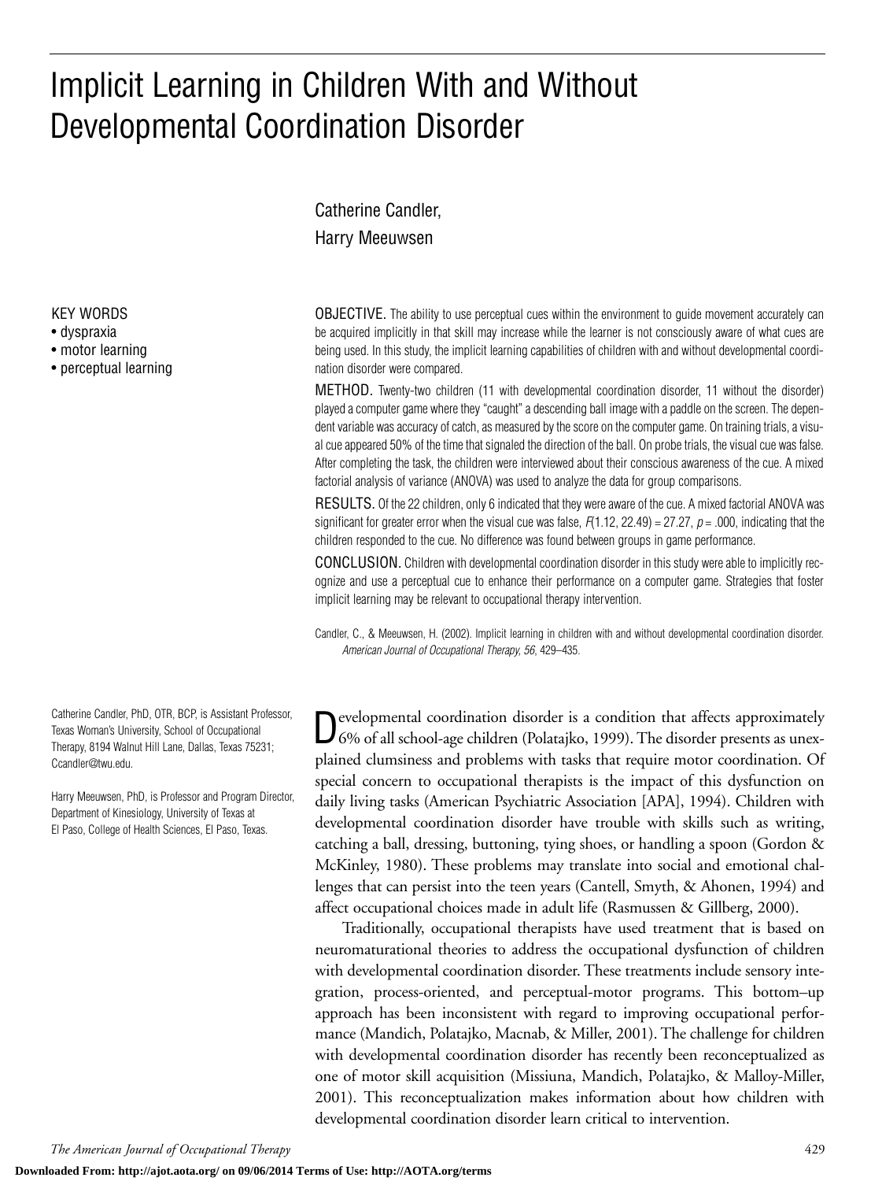# Implicit Learning in Children With and Without Developmental Coordination Disorder

Catherine Candler,
Harry Meeuwsen

KEY WORDS
- dyspraxia
- motor learning
- perceptual learning

OBJECTIVE. The ability to use perceptual cues within the environment to guide movement accurately can be acquired implicitly in that skill may increase while the learner is not consciously aware of what cues are being used. In this study, the implicit learning capabilities of children with and without developmental coordination disorder were compared.

METHOD. Twenty-two children (11 with developmental coordination disorder, 11 without the disorder) played a computer game where they "caught" a descending ball image with a paddle on the screen. The dependent variable was accuracy of catch, as measured by the score on the computer game. On training trials, a visual cue appeared 50% of the time that signaled the direction of the ball. On probe trials, the visual cue was false. After completing the task, the children were interviewed about their conscious awareness of the cue. A mixed factorial analysis of variance (ANOVA) was used to analyze the data for group comparisons.

RESULTS. Of the 22 children, only 6 indicated that they were aware of the cue. A mixed factorial ANOVA was significant for greater error when the visual cue was false, $F(1.12, 22.49) = 27.27$, $p = .000$, indicating that the children responded to the cue. No difference was found between groups in game performance.

CONCLUSION. Children with developmental coordination disorder in this study were able to implicitly recognize and use a perceptual cue to enhance their performance on a computer game. Strategies that foster implicit learning may be relevant to occupational therapy intervention.

Candler, C., & Meeuwsen, H. (2002). Implicit learning in children with and without developmental coordination disorder. *American Journal of Occupational Therapy, 56*, 429–435.

Catherine Candler, PhD, OTR, BCP, is Assistant Professor, Texas Woman's University, School of Occupational Therapy, 8194 Walnut Hill Lane, Dallas, Texas 75231; Ccandler@twu.edu.

Harry Meeuwsen, PhD, is Professor and Program Director, Department of Kinesiology, University of Texas at El Paso, College of Health Sciences, El Paso, Texas.

Developmental coordination disorder is a condition that affects approximately 6% of all school-age children (Polatajko, 1999). The disorder presents as unexplained clumsiness and problems with tasks that require motor coordination. Of special concern to occupational therapists is the impact of this dysfunction on daily living tasks (American Psychiatric Association [APA], 1994). Children with developmental coordination disorder have trouble with skills such as writing, catching a ball, dressing, buttoning, tying shoes, or handling a spoon (Gordon & McKinley, 1980). These problems may translate into social and emotional challenges that can persist into the teen years (Cantell, Smyth, & Ahonen, 1994) and affect occupational choices made in adult life (Rasmussen & Gillberg, 2000).

Traditionally, occupational therapists have used treatment that is based on neuromaturational theories to address the occupational dysfunction of children with developmental coordination disorder. These treatments include sensory integration, process-oriented, and perceptual-motor programs. This bottom–up approach has been inconsistent with regard to improving occupational performance (Mandich, Polatajko, Macnab, & Miller, 2001). The challenge for children with developmental coordination disorder has recently been reconceptualized as one of motor skill acquisition (Missiuna, Mandich, Polatajko, & Malloy-Miller, 2001). This reconceptualization makes information about how children with developmental coordination disorder learn critical to intervention.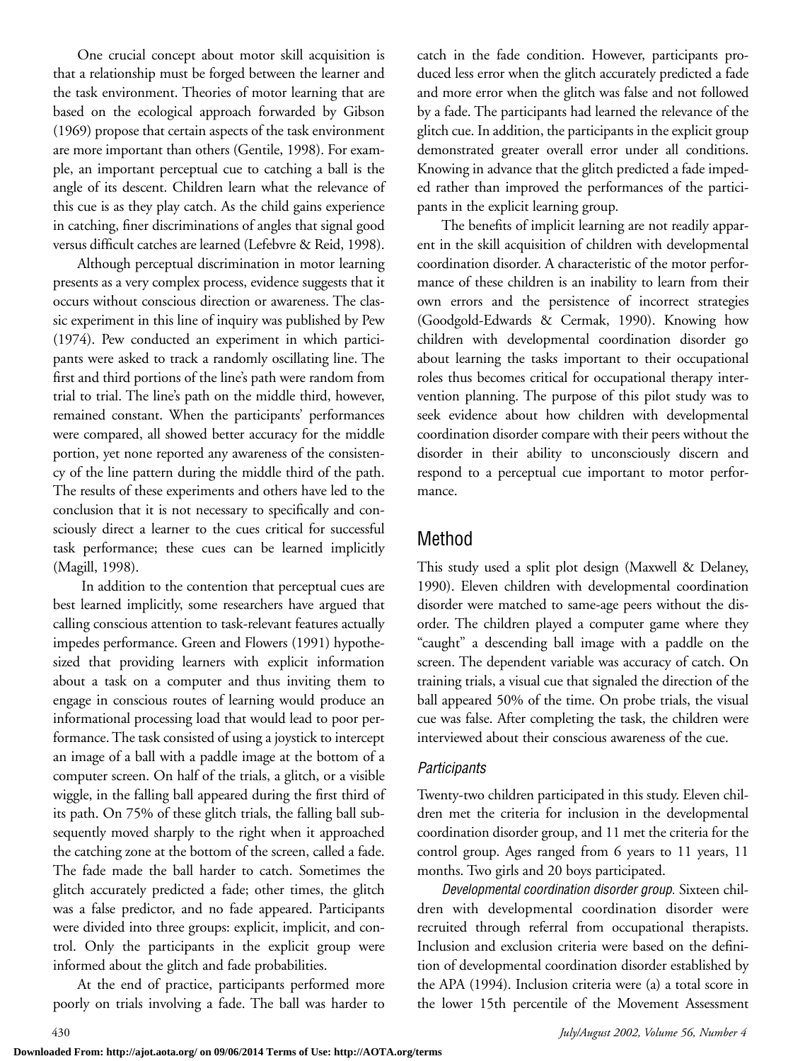One crucial concept about motor skill acquisition is that a relationship must be forged between the learner and the task environment. Theories of motor learning that are based on the ecological approach forwarded by Gibson (1969) propose that certain aspects of the task environment are more important than others (Gentile, 1998). For example, an important perceptual cue to catching a ball is the angle of its descent. Children learn what the relevance of this cue is as they play catch. As the child gains experience in catching, finer discriminations of angles that signal good versus difficult catches are learned (Lefebvre & Reid, 1998).

Although perceptual discrimination in motor learning presents as a very complex process, evidence suggests that it occurs without conscious direction or awareness. The classic experiment in this line of inquiry was published by Pew (1974). Pew conducted an experiment in which participants were asked to track a randomly oscillating line. The first and third portions of the line's path were random from trial to trial. The line's path on the middle third, however, remained constant. When the participants' performances were compared, all showed better accuracy for the middle portion, yet none reported any awareness of the consistency of the line pattern during the middle third of the path. The results of these experiments and others have led to the conclusion that it is not necessary to specifically and consciously direct a learner to the cues critical for successful task performance; these cues can be learned implicitly (Magill, 1998).

In addition to the contention that perceptual cues are best learned implicitly, some researchers have argued that calling conscious attention to task-relevant features actually impedes performance. Green and Flowers (1991) hypothesized that providing learners with explicit information about a task on a computer and thus inviting them to engage in conscious routes of learning would produce an informational processing load that would lead to poor performance. The task consisted of using a joystick to intercept an image of a ball with a paddle image at the bottom of a computer screen. On half of the trials, a glitch, or a visible wiggle, in the falling ball appeared during the first third of its path. On 75% of these glitch trials, the falling ball subsequently moved sharply to the right when it approached the catching zone at the bottom of the screen, called a fade. The fade made the ball harder to catch. Sometimes the glitch accurately predicted a fade; other times, the glitch was a false predictor, and no fade appeared. Participants were divided into three groups: explicit, implicit, and control. Only the participants in the explicit group were informed about the glitch and fade probabilities.

At the end of practice, participants performed more poorly on trials involving a fade. The ball was harder to catch in the fade condition. However, participants produced less error when the glitch accurately predicted a fade and more error when the glitch was false and not followed by a fade. The participants had learned the relevance of the glitch cue. In addition, the participants in the explicit group demonstrated greater overall error under all conditions. Knowing in advance that the glitch predicted a fade impeded rather than improved the performances of the participants in the explicit learning group.

The benefits of implicit learning are not readily apparent in the skill acquisition of children with developmental coordination disorder. A characteristic of the motor performance of these children is an inability to learn from their own errors and the persistence of incorrect strategies (Goodgold-Edwards & Cermak, 1990). Knowing how children with developmental coordination disorder go about learning the tasks important to their occupational roles thus becomes critical for occupational therapy intervention planning. The purpose of this pilot study was to seek evidence about how children with developmental coordination disorder compare with their peers without the disorder in their ability to unconsciously discern and respond to a perceptual cue important to motor performance.

## Method

This study used a split plot design (Maxwell & Delaney, 1990). Eleven children with developmental coordination disorder were matched to same-age peers without the disorder. The children played a computer game where they "caught" a descending ball image with a paddle on the screen. The dependent variable was accuracy of catch. On training trials, a visual cue that signaled the direction of the ball appeared 50% of the time. On probe trials, the visual cue was false. After completing the task, the children were interviewed about their conscious awareness of the cue.

### *Participants*

Twenty-two children participated in this study. Eleven children met the criteria for inclusion in the developmental coordination disorder group, and 11 met the criteria for the control group. Ages ranged from 6 years to 11 years, 11 months. Two girls and 20 boys participated.

*Developmental coordination disorder group.* Sixteen children with developmental coordination disorder were recruited through referral from occupational therapists. Inclusion and exclusion criteria were based on the definition of developmental coordination disorder established by the APA (1994). Inclusion criteria were (a) a total score in the lower 15th percentile of the Movement Assessment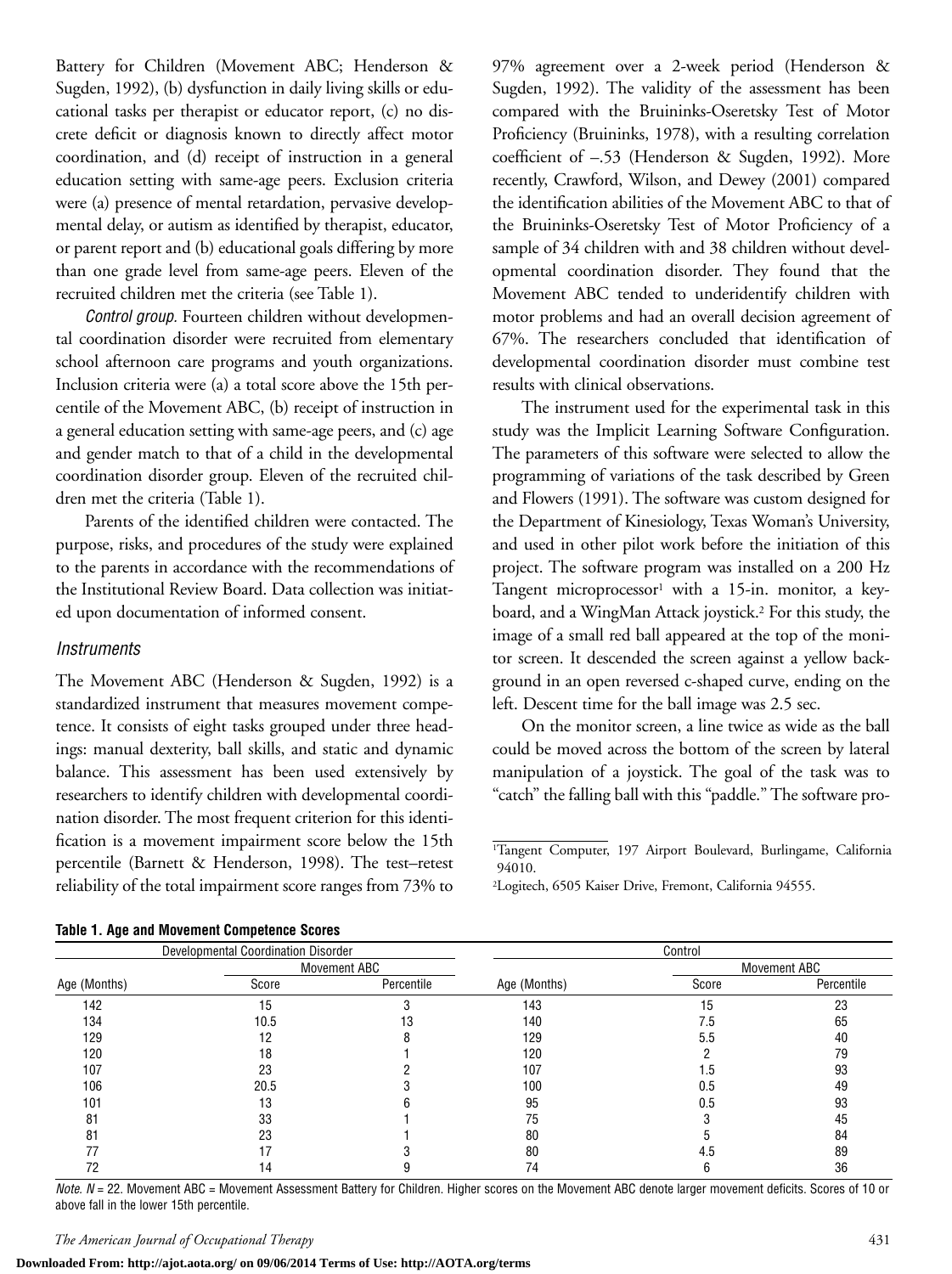Battery for Children (Movement ABC; Henderson & Sugden, 1992), (b) dysfunction in daily living skills or educational tasks per therapist or educator report, (c) no discrete deficit or diagnosis known to directly affect motor coordination, and (d) receipt of instruction in a general education setting with same-age peers. Exclusion criteria were (a) presence of mental retardation, pervasive developmental delay, or autism as identified by therapist, educator, or parent report and (b) educational goals differing by more than one grade level from same-age peers. Eleven of the recruited children met the criteria (see Table 1).

*Control group.* Fourteen children without developmental coordination disorder were recruited from elementary school afternoon care programs and youth organizations. Inclusion criteria were (a) a total score above the 15th percentile of the Movement ABC, (b) receipt of instruction in a general education setting with same-age peers, and (c) age and gender match to that of a child in the developmental coordination disorder group. Eleven of the recruited children met the criteria (Table 1).

Parents of the identified children were contacted. The purpose, risks, and procedures of the study were explained to the parents in accordance with the recommendations of the Institutional Review Board. Data collection was initiated upon documentation of informed consent.

### *Instruments*

The Movement ABC (Henderson & Sugden, 1992) is a standardized instrument that measures movement competence. It consists of eight tasks grouped under three headings: manual dexterity, ball skills, and static and dynamic balance. This assessment has been used extensively by researchers to identify children with developmental coordination disorder. The most frequent criterion for this identification is a movement impairment score below the 15th percentile (Barnett & Henderson, 1998). The test–retest reliability of the total impairment score ranges from 73% to 97% agreement over a 2-week period (Henderson & Sugden, 1992). The validity of the assessment has been compared with the Bruininks-Oseretsky Test of Motor Proficiency (Bruininks, 1978), with a resulting correlation coefficient of –.53 (Henderson & Sugden, 1992). More recently, Crawford, Wilson, and Dewey (2001) compared the identification abilities of the Movement ABC to that of the Bruininks-Oseretsky Test of Motor Proficiency of a sample of 34 children with and 38 children without developmental coordination disorder. They found that the Movement ABC tended to underidentify children with motor problems and had an overall decision agreement of 67%. The researchers concluded that identification of developmental coordination disorder must combine test results with clinical observations.

The instrument used for the experimental task in this study was the Implicit Learning Software Configuration. The parameters of this software were selected to allow the programming of variations of the task described by Green and Flowers (1991). The software was custom designed for the Department of Kinesiology, Texas Woman's University, and used in other pilot work before the initiation of this project. The software program was installed on a 200 Hz Tangent microprocessor[1] with a 15-in. monitor, a keyboard, and a WingMan Attack joystick.[2] For this study, the image of a small red ball appeared at the top of the monitor screen. It descended the screen against a yellow background in an open reversed c-shaped curve, ending on the left. Descent time for the ball image was 2.5 sec.

On the monitor screen, a line twice as wide as the ball could be moved across the bottom of the screen by lateral manipulation of a joystick. The goal of the task was to "catch" the falling ball with this "paddle." The software pro-

[1]Tangent Computer, 197 Airport Boulevard, Burlingame, California 94010.

[2]Logitech, 6505 Kaiser Drive, Fremont, California 94555.

**Table 1. Age and Movement Competence Scores**

| Developmental Coordination Disorder | | | Control | | |
|---|---|---|---|---|---|
| | Movement ABC | | | Movement ABC | |
| Age (Months) | Score | Percentile | Age (Months) | Score | Percentile |
| 142 | 15 | 3 | 143 | 15 | 23 |
| 134 | 10.5 | 13 | 140 | 7.5 | 65 |
| 129 | 12 | 8 | 129 | 5.5 | 40 |
| 120 | 18 | 1 | 120 | 2 | 79 |
| 107 | 23 | 2 | 107 | 1.5 | 93 |
| 106 | 20.5 | 3 | 100 | 0.5 | 49 |
| 101 | 13 | 6 | 95 | 0.5 | 93 |
| 81 | 33 | 1 | 75 | 3 | 45 |
| 81 | 23 | 1 | 80 | 5 | 84 |
| 77 | 17 | 3 | 80 | 4.5 | 89 |
| 72 | 14 | 9 | 74 | 6 | 36 |

*Note.* $N$ = 22. Movement ABC = Movement Assessment Battery for Children. Higher scores on the Movement ABC denote larger movement deficits. Scores of 10 or above fall in the lower 15th percentile.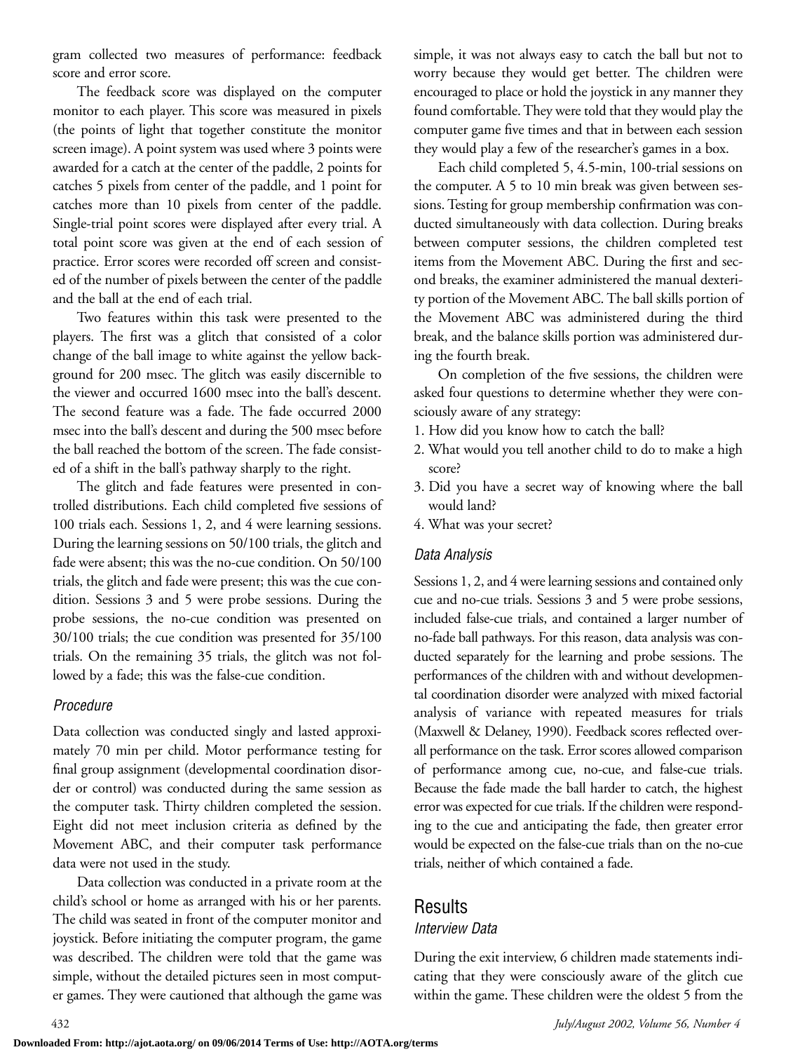gram collected two measures of performance: feedback score and error score.

The feedback score was displayed on the computer monitor to each player. This score was measured in pixels (the points of light that together constitute the monitor screen image). A point system was used where 3 points were awarded for a catch at the center of the paddle, 2 points for catches 5 pixels from center of the paddle, and 1 point for catches more than 10 pixels from center of the paddle. Single-trial point scores were displayed after every trial. A total point score was given at the end of each session of practice. Error scores were recorded off screen and consisted of the number of pixels between the center of the paddle and the ball at the end of each trial.

Two features within this task were presented to the players. The first was a glitch that consisted of a color change of the ball image to white against the yellow background for 200 msec. The glitch was easily discernible to the viewer and occurred 1600 msec into the ball's descent. The second feature was a fade. The fade occurred 2000 msec into the ball's descent and during the 500 msec before the ball reached the bottom of the screen. The fade consisted of a shift in the ball's pathway sharply to the right.

The glitch and fade features were presented in controlled distributions. Each child completed five sessions of 100 trials each. Sessions 1, 2, and 4 were learning sessions. During the learning sessions on 50/100 trials, the glitch and fade were absent; this was the no-cue condition. On 50/100 trials, the glitch and fade were present; this was the cue condition. Sessions 3 and 5 were probe sessions. During the probe sessions, the no-cue condition was presented on 30/100 trials; the cue condition was presented for 35/100 trials. On the remaining 35 trials, the glitch was not followed by a fade; this was the false-cue condition.

### *Procedure*

Data collection was conducted singly and lasted approximately 70 min per child. Motor performance testing for final group assignment (developmental coordination disorder or control) was conducted during the same session as the computer task. Thirty children completed the session. Eight did not meet inclusion criteria as defined by the Movement ABC, and their computer task performance data were not used in the study.

Data collection was conducted in a private room at the child's school or home as arranged with his or her parents. The child was seated in front of the computer monitor and joystick. Before initiating the computer program, the game was described. The children were told that the game was simple, without the detailed pictures seen in most computer games. They were cautioned that although the game was simple, it was not always easy to catch the ball but not to worry because they would get better. The children were encouraged to place or hold the joystick in any manner they found comfortable. They were told that they would play the computer game five times and that in between each session they would play a few of the researcher's games in a box.

Each child completed 5, 4.5-min, 100-trial sessions on the computer. A 5 to 10 min break was given between sessions. Testing for group membership confirmation was conducted simultaneously with data collection. During breaks between computer sessions, the children completed test items from the Movement ABC. During the first and second breaks, the examiner administered the manual dexterity portion of the Movement ABC. The ball skills portion of the Movement ABC was administered during the third break, and the balance skills portion was administered during the fourth break.

On completion of the five sessions, the children were asked four questions to determine whether they were consciously aware of any strategy:

1. How did you know how to catch the ball?
2. What would you tell another child to do to make a high score?
3. Did you have a secret way of knowing where the ball would land?
4. What was your secret?

### *Data Analysis*

Sessions 1, 2, and 4 were learning sessions and contained only cue and no-cue trials. Sessions 3 and 5 were probe sessions, included false-cue trials, and contained a larger number of no-fade ball pathways. For this reason, data analysis was conducted separately for the learning and probe sessions. The performances of the children with and without developmental coordination disorder were analyzed with mixed factorial analysis of variance with repeated measures for trials (Maxwell & Delaney, 1990). Feedback scores reflected overall performance on the task. Error scores allowed comparison of performance among cue, no-cue, and false-cue trials. Because the fade made the ball harder to catch, the highest error was expected for cue trials. If the children were responding to the cue and anticipating the fade, then greater error would be expected on the false-cue trials than on the no-cue trials, neither of which contained a fade.

## Results

### *Interview Data*

During the exit interview, 6 children made statements indicating that they were consciously aware of the glitch cue within the game. These children were the oldest 5 from the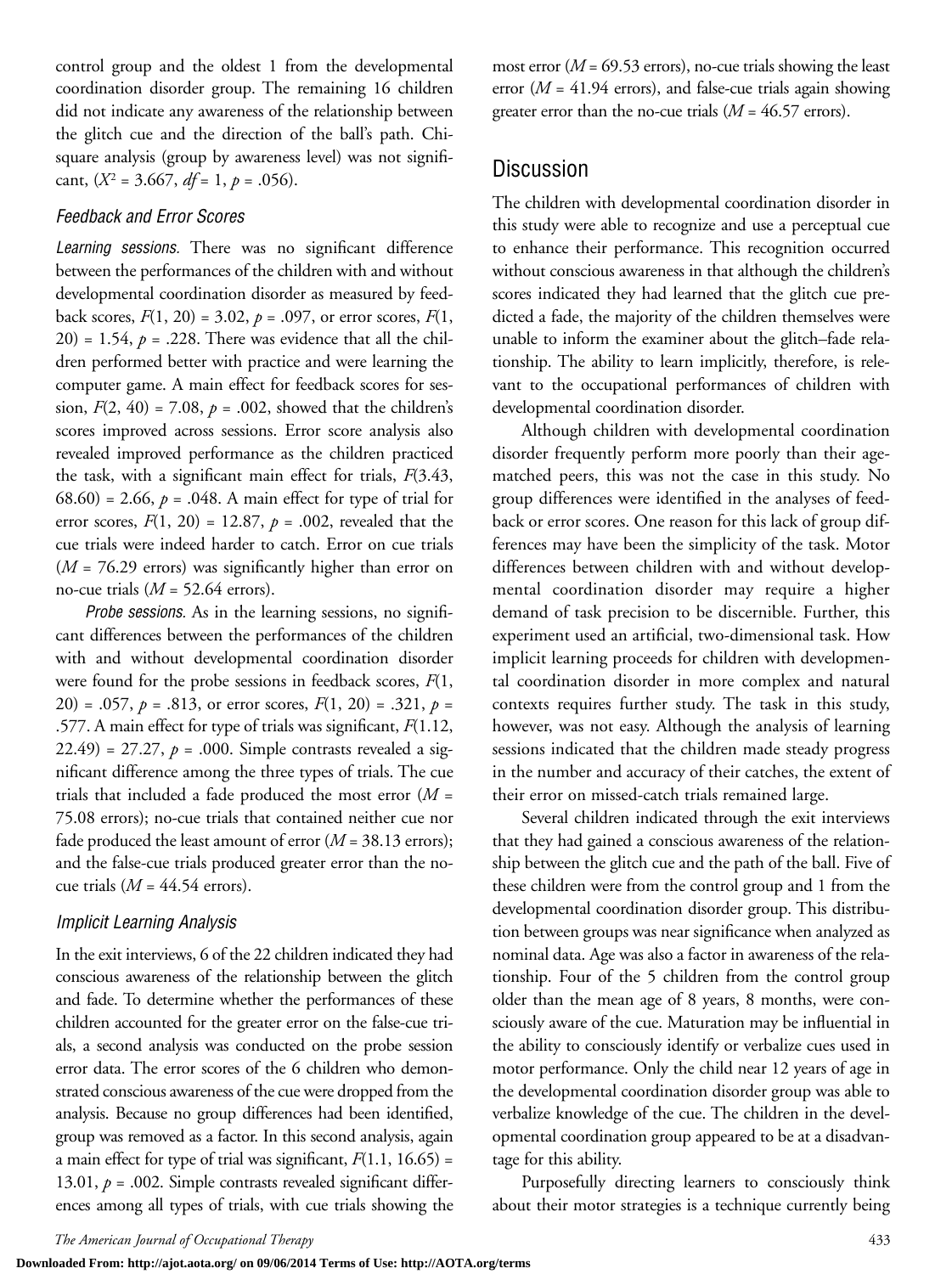control group and the oldest 1 from the developmental coordination disorder group. The remaining 16 children did not indicate any awareness of the relationship between the glitch cue and the direction of the ball's path. Chi-square analysis (group by awareness level) was not significant, ($X^2$ = 3.667, *df* = 1, *p* = .056).

### Feedback and Error Scores

*Learning sessions.* There was no significant difference between the performances of the children with and without developmental coordination disorder as measured by feedback scores, $F(1, 20) = 3.02$, $p = .097$, or error scores, $F(1, 20) = 1.54$, $p = .228$. There was evidence that all the children performed better with practice and were learning the computer game. A main effect for feedback scores for session, $F(2, 40) = 7.08$, $p = .002$, showed that the children's scores improved across sessions. Error score analysis also revealed improved performance as the children practiced the task, with a significant main effect for trials, $F(3.43, 68.60) = 2.66$, $p = .048$. A main effect for type of trial for error scores, $F(1, 20) = 12.87$, $p = .002$, revealed that the cue trials were indeed harder to catch. Error on cue trials ($M$ = 76.29 errors) was significantly higher than error on no-cue trials ($M$ = 52.64 errors).

*Probe sessions.* As in the learning sessions, no significant differences between the performances of the children with and without developmental coordination disorder were found for the probe sessions in feedback scores, $F(1, 20) = .057$, $p = .813$, or error scores, $F(1, 20) = .321$, $p = .577$. A main effect for type of trials was significant, $F(1.12, 22.49) = 27.27$, $p = .000$. Simple contrasts revealed a significant difference among the three types of trials. The cue trials that included a fade produced the most error ($M$ = 75.08 errors); no-cue trials that contained neither cue nor fade produced the least amount of error ($M$ = 38.13 errors); and the false-cue trials produced greater error than the no-cue trials ($M$ = 44.54 errors).

### Implicit Learning Analysis

In the exit interviews, 6 of the 22 children indicated they had conscious awareness of the relationship between the glitch and fade. To determine whether the performances of these children accounted for the greater error on the false-cue trials, a second analysis was conducted on the probe session error data. The error scores of the 6 children who demonstrated conscious awareness of the cue were dropped from the analysis. Because no group differences had been identified, group was removed as a factor. In this second analysis, again a main effect for type of trial was significant, $F(1.1, 16.65) = 13.01$, $p = .002$. Simple contrasts revealed significant differences among all types of trials, with cue trials showing the most error ($M$ = 69.53 errors), no-cue trials showing the least error ($M$ = 41.94 errors), and false-cue trials again showing greater error than the no-cue trials ($M$ = 46.57 errors).

## Discussion

The children with developmental coordination disorder in this study were able to recognize and use a perceptual cue to enhance their performance. This recognition occurred without conscious awareness in that although the children's scores indicated they had learned that the glitch cue predicted a fade, the majority of the children themselves were unable to inform the examiner about the glitch–fade relationship. The ability to learn implicitly, therefore, is relevant to the occupational performances of children with developmental coordination disorder.

Although children with developmental coordination disorder frequently perform more poorly than their age-matched peers, this was not the case in this study. No group differences were identified in the analyses of feedback or error scores. One reason for this lack of group differences may have been the simplicity of the task. Motor differences between children with and without developmental coordination disorder may require a higher demand of task precision to be discernible. Further, this experiment used an artificial, two-dimensional task. How implicit learning proceeds for children with developmental coordination disorder in more complex and natural contexts requires further study. The task in this study, however, was not easy. Although the analysis of learning sessions indicated that the children made steady progress in the number and accuracy of their catches, the extent of their error on missed-catch trials remained large.

Several children indicated through the exit interviews that they had gained a conscious awareness of the relationship between the glitch cue and the path of the ball. Five of these children were from the control group and 1 from the developmental coordination disorder group. This distribution between groups was near significance when analyzed as nominal data. Age was also a factor in awareness of the relationship. Four of the 5 children from the control group older than the mean age of 8 years, 8 months, were consciously aware of the cue. Maturation may be influential in the ability to consciously identify or verbalize cues used in motor performance. Only the child near 12 years of age in the developmental coordination disorder group was able to verbalize knowledge of the cue. The children in the developmental coordination group appeared to be at a disadvantage for this ability.

Purposefully directing learners to consciously think about their motor strategies is a technique currently being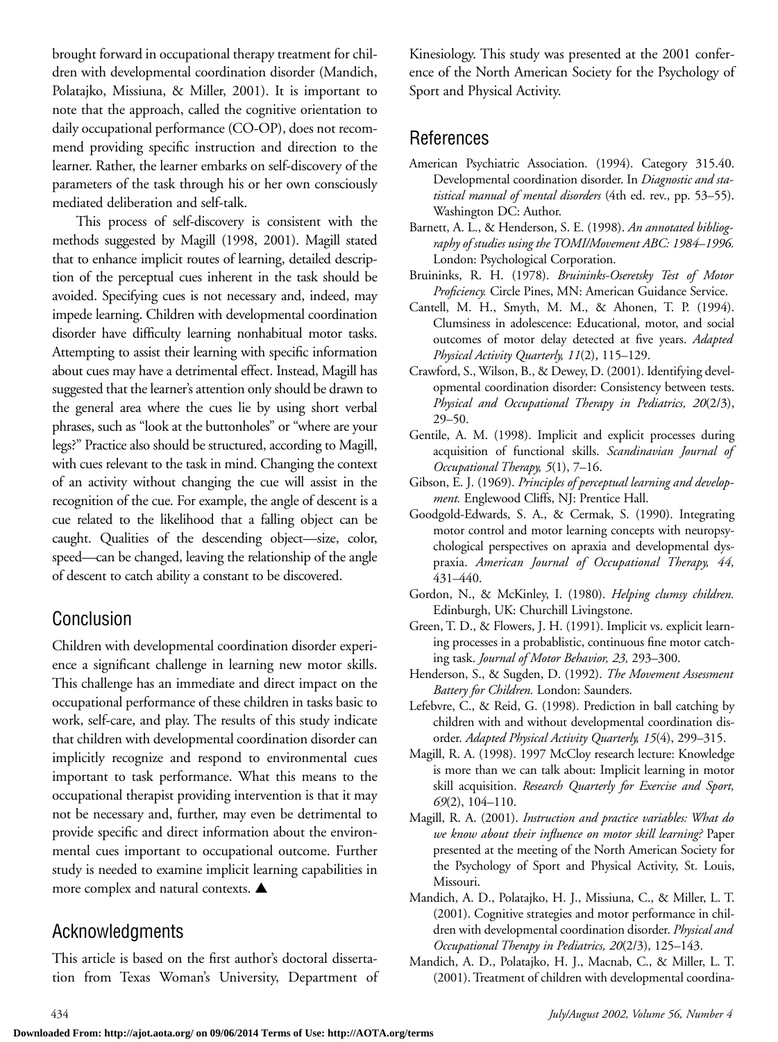brought forward in occupational therapy treatment for children with developmental coordination disorder (Mandich, Polatajko, Missiuna, & Miller, 2001). It is important to note that the approach, called the cognitive orientation to daily occupational performance (CO-OP), does not recommend providing specific instruction and direction to the learner. Rather, the learner embarks on self-discovery of the parameters of the task through his or her own consciously mediated deliberation and self-talk.

This process of self-discovery is consistent with the methods suggested by Magill (1998, 2001). Magill stated that to enhance implicit routes of learning, detailed description of the perceptual cues inherent in the task should be avoided. Specifying cues is not necessary and, indeed, may impede learning. Children with developmental coordination disorder have difficulty learning nonhabitual motor tasks. Attempting to assist their learning with specific information about cues may have a detrimental effect. Instead, Magill has suggested that the learner's attention only should be drawn to the general area where the cues lie by using short verbal phrases, such as "look at the buttonholes" or "where are your legs?" Practice also should be structured, according to Magill, with cues relevant to the task in mind. Changing the context of an activity without changing the cue will assist in the recognition of the cue. For example, the angle of descent is a cue related to the likelihood that a falling object can be caught. Qualities of the descending object—size, color, speed—can be changed, leaving the relationship of the angle of descent to catch ability a constant to be discovered.

## Conclusion

Children with developmental coordination disorder experience a significant challenge in learning new motor skills. This challenge has an immediate and direct impact on the occupational performance of these children in tasks basic to work, self-care, and play. The results of this study indicate that children with developmental coordination disorder can implicitly recognize and respond to environmental cues important to task performance. What this means to the occupational therapist providing intervention is that it may not be necessary and, further, may even be detrimental to provide specific and direct information about the environmental cues important to occupational outcome. Further study is needed to examine implicit learning capabilities in more complex and natural contexts. ▲

## Acknowledgments

This article is based on the first author's doctoral dissertation from Texas Woman's University, Department of Kinesiology. This study was presented at the 2001 conference of the North American Society for the Psychology of Sport and Physical Activity.

## References

American Psychiatric Association. (1994). Category 315.40. Developmental coordination disorder. In *Diagnostic and statistical manual of mental disorders* (4th ed. rev., pp. 53–55). Washington DC: Author.

Barnett, A. L., & Henderson, S. E. (1998). *An annotated bibliography of studies using the TOMI/Movement ABC: 1984–1996.* London: Psychological Corporation.

Bruininks, R. H. (1978). *Bruininks-Oseretsky Test of Motor Proficiency.* Circle Pines, MN: American Guidance Service.

Cantell, M. H., Smyth, M. M., & Ahonen, T. P. (1994). Clumsiness in adolescence: Educational, motor, and social outcomes of motor delay detected at five years. *Adapted Physical Activity Quarterly, 11*(2), 115–129.

Crawford, S., Wilson, B., & Dewey, D. (2001). Identifying developmental coordination disorder: Consistency between tests. *Physical and Occupational Therapy in Pediatrics, 20*(2/3), 29–50.

Gentile, A. M. (1998). Implicit and explicit processes during acquisition of functional skills. *Scandinavian Journal of Occupational Therapy, 5*(1), 7–16.

Gibson, E. J. (1969). *Principles of perceptual learning and development.* Englewood Cliffs, NJ: Prentice Hall.

Goodgold-Edwards, S. A., & Cermak, S. (1990). Integrating motor control and motor learning concepts with neuropsychological perspectives on apraxia and developmental dyspraxia. *American Journal of Occupational Therapy, 44,* 431–440.

Gordon, N., & McKinley, I. (1980). *Helping clumsy children.* Edinburgh, UK: Churchill Livingstone.

Green, T. D., & Flowers, J. H. (1991). Implicit vs. explicit learning processes in a probablistic, continuous fine motor catching task. *Journal of Motor Behavior, 23,* 293–300.

Henderson, S., & Sugden, D. (1992). *The Movement Assessment Battery for Children.* London: Saunders.

Lefebvre, C., & Reid, G. (1998). Prediction in ball catching by children with and without developmental coordination disorder. *Adapted Physical Activity Quarterly, 15*(4), 299–315.

Magill, R. A. (1998). 1997 McCloy research lecture: Knowledge is more than we can talk about: Implicit learning in motor skill acquisition. *Research Quarterly for Exercise and Sport, 69*(2), 104–110.

Magill, R. A. (2001). *Instruction and practice variables: What do we know about their influence on motor skill learning?* Paper presented at the meeting of the North American Society for the Psychology of Sport and Physical Activity, St. Louis, Missouri.

Mandich, A. D., Polatajko, H. J., Missiuna, C., & Miller, L. T. (2001). Cognitive strategies and motor performance in children with developmental coordination disorder. *Physical and Occupational Therapy in Pediatrics, 20*(2/3), 125–143.

Mandich, A. D., Polatajko, H. J., Macnab, C., & Miller, L. T. (2001). Treatment of children with developmental coordina-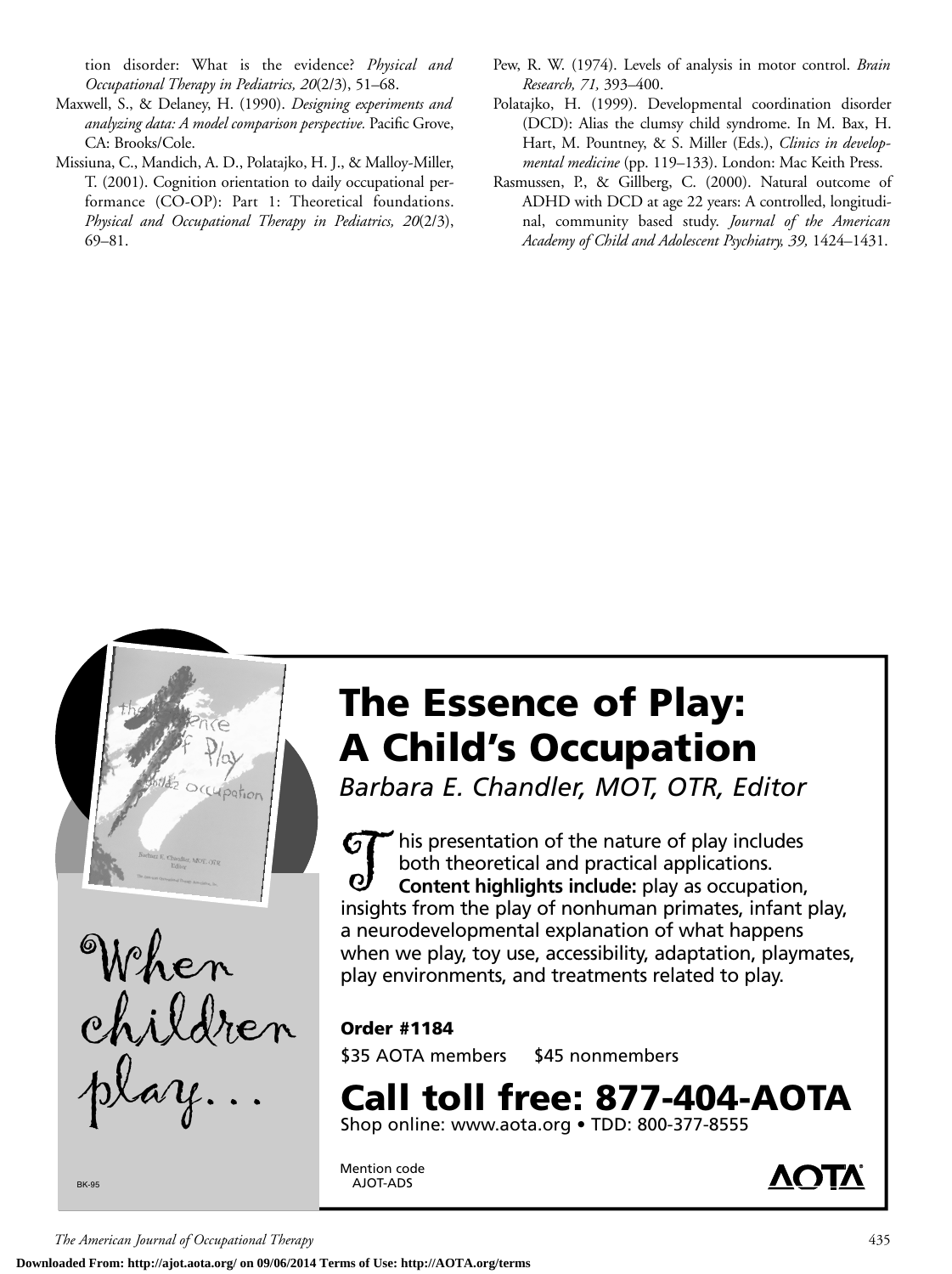tion disorder: What is the evidence? *Physical and Occupational Therapy in Pediatrics, 20*(2/3), 51–68.

Maxwell, S., & Delaney, H. (1990). *Designing experiments and analyzing data: A model comparison perspective.* Pacific Grove, CA: Brooks/Cole.

Missiuna, C., Mandich, A. D., Polatajko, H. J., & Malloy-Miller, T. (2001). Cognition orientation to daily occupational performance (CO-OP): Part 1: Theoretical foundations. *Physical and Occupational Therapy in Pediatrics, 20*(2/3), 69–81.

Pew, R. W. (1974). Levels of analysis in motor control. *Brain Research, 71,* 393–400.

Polatajko, H. (1999). Developmental coordination disorder (DCD): Alias the clumsy child syndrome. In M. Bax, H. Hart, M. Pountney, & S. Miller (Eds.), *Clinics in developmental medicine* (pp. 119–133). London: Mac Keith Press.

Rasmussen, P., & Gillberg, C. (2000). Natural outcome of ADHD with DCD at age 22 years: A controlled, longitudinal, community based study. *Journal of the American Academy of Child and Adolescent Psychiatry, 39,* 1424–1431.

When children play...

# The Essence of Play: A Child's Occupation

*Barbara E. Chandler, MOT, OTR, Editor*

This presentation of the nature of play includes both theoretical and practical applications. **Content highlights include:** play as occupation, insights from the play of nonhuman primates, infant play, a neurodevelopmental explanation of what happens when we play, toy use, accessibility, adaptation, playmates, play environments, and treatments related to play.

**Order #1184**

$35 AOTA members $45 nonmembers

## Call toll free: 877-404-AOTA

Shop online: www.aota.org • TDD: 800-377-8555

Mention code AJOT-ADS

BK-95

AOTA

Downloaded From: http://ajot.aota.org/ on 09/06/2014 Terms of Use: http://AOTA.org/terms